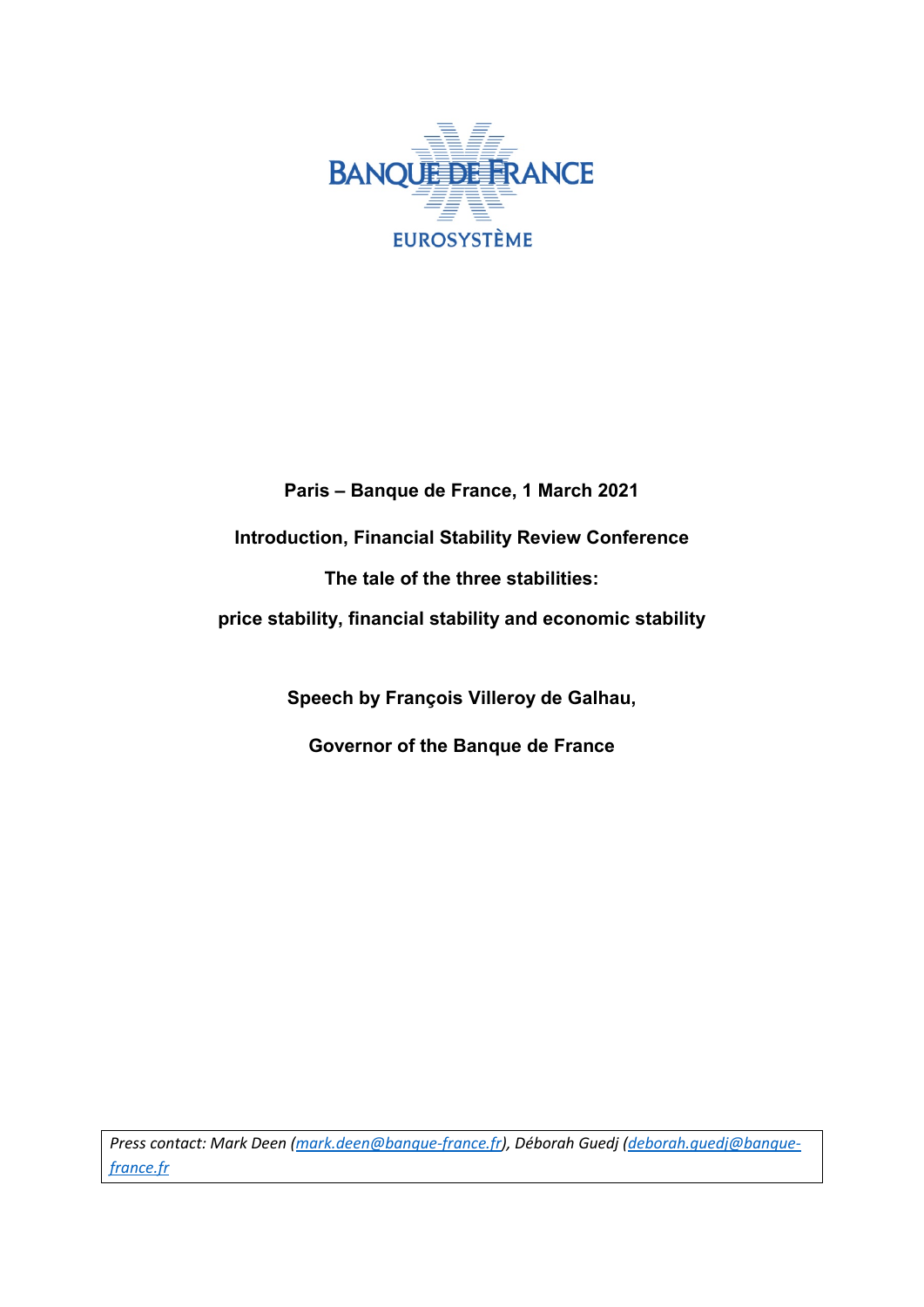BANQUE DE FRANCE

EUROSYSTÈME

**Paris – Banque de France, 1 March 2021**

**Introduction, Financial Stability Review Conference**

**The tale of the three stabilities:**

**price stability, financial stability and economic stability**

**Speech by François Villeroy de Galhau,**

**Governor of the Banque de France**

*Press contact: Mark Deen ([mark.deen@banque-france.fr](mailto:mark.deen@banque-france.fr)), Déborah Guedj ([deborah.guedj@banque-france.fr](mailto:deborah.guedj@banque-france.fr))*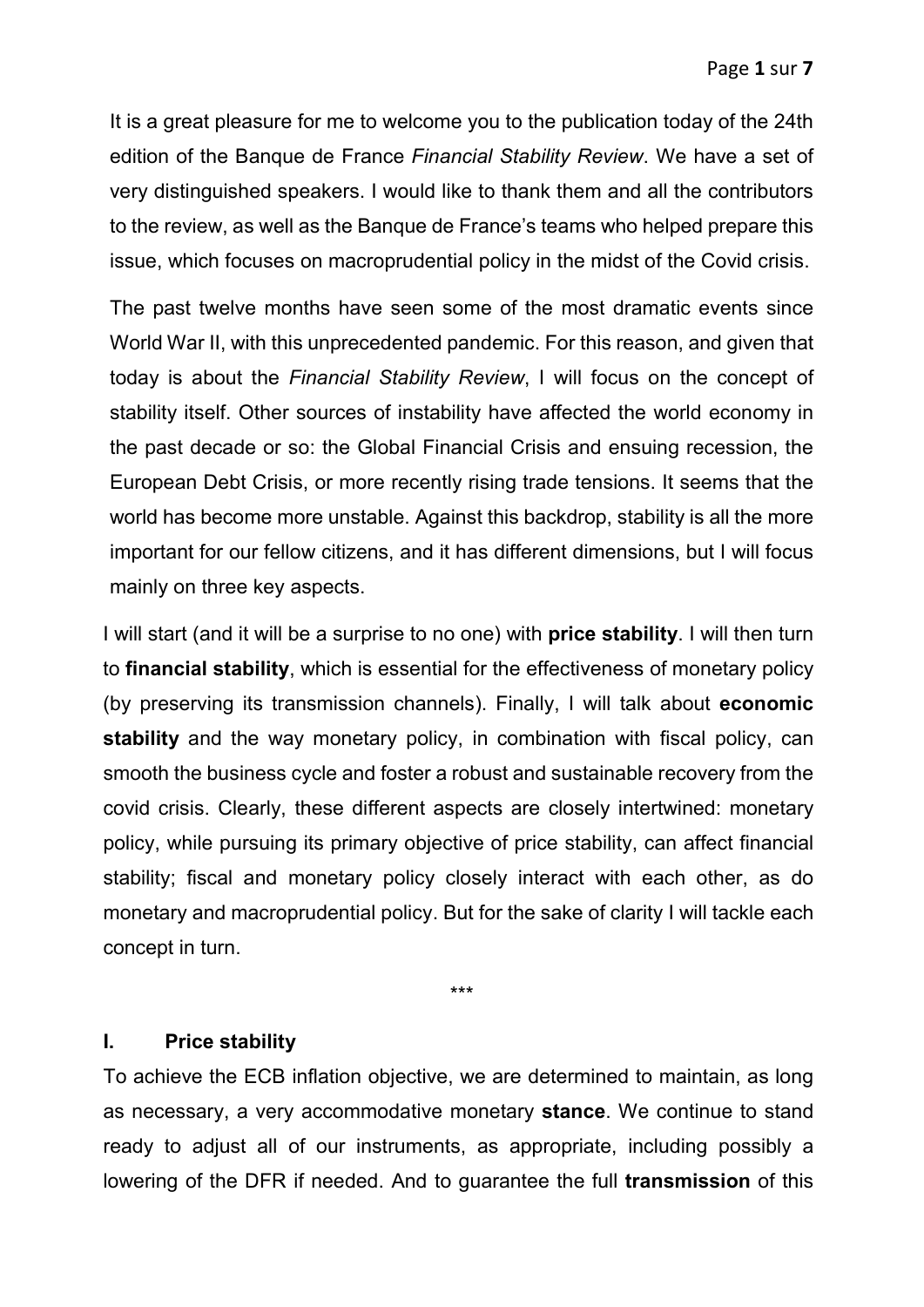It is a great pleasure for me to welcome you to the publication today of the 24th edition of the Banque de France *Financial Stability Review*. We have a set of very distinguished speakers. I would like to thank them and all the contributors to the review, as well as the Banque de France's teams who helped prepare this issue, which focuses on macroprudential policy in the midst of the Covid crisis.

The past twelve months have seen some of the most dramatic events since World War II, with this unprecedented pandemic. For this reason, and given that today is about the *Financial Stability Review*, I will focus on the concept of stability itself. Other sources of instability have affected the world economy in the past decade or so: the Global Financial Crisis and ensuing recession, the European Debt Crisis, or more recently rising trade tensions. It seems that the world has become more unstable. Against this backdrop, stability is all the more important for our fellow citizens, and it has different dimensions, but I will focus mainly on three key aspects.

I will start (and it will be a surprise to no one) with **price stability**. I will then turn to **financial stability**, which is essential for the effectiveness of monetary policy (by preserving its transmission channels). Finally, I will talk about **economic stability** and the way monetary policy, in combination with fiscal policy, can smooth the business cycle and foster a robust and sustainable recovery from the covid crisis. Clearly, these different aspects are closely intertwined: monetary policy, while pursuing its primary objective of price stability, can affect financial stability; fiscal and monetary policy closely interact with each other, as do monetary and macroprudential policy. But for the sake of clarity I will tackle each concept in turn.

***

## I. Price stability

To achieve the ECB inflation objective, we are determined to maintain, as long as necessary, a very accommodative monetary **stance**. We continue to stand ready to adjust all of our instruments, as appropriate, including possibly a lowering of the DFR if needed. And to guarantee the full **transmission** of this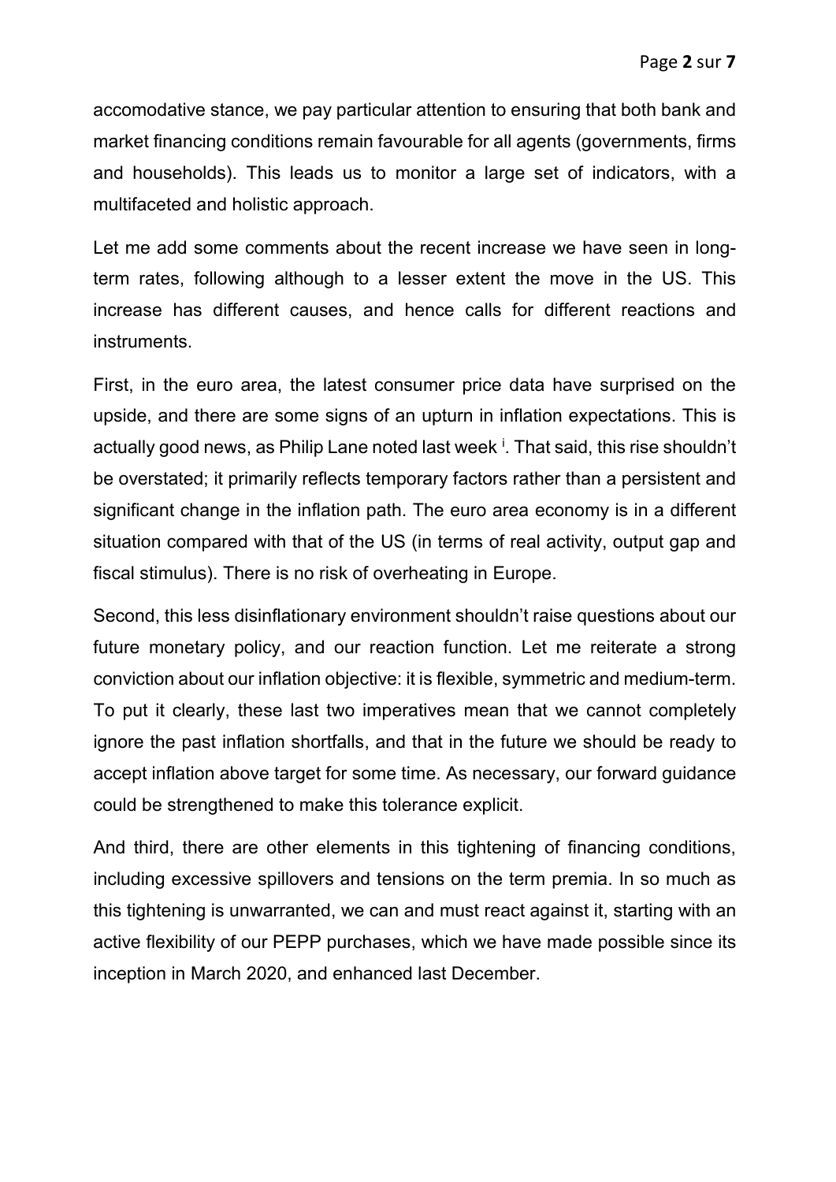accomodative stance, we pay particular attention to ensuring that both bank and market financing conditions remain favourable for all agents (governments, firms and households). This leads us to monitor a large set of indicators, with a multifaceted and holistic approach.

Let me add some comments about the recent increase we have seen in long-term rates, following although to a lesser extent the move in the US. This increase has different causes, and hence calls for different reactions and instruments.

First, in the euro area, the latest consumer price data have surprised on the upside, and there are some signs of an upturn in inflation expectations. This is actually good news, as Philip Lane noted last week [i]. That said, this rise shouldn't be overstated; it primarily reflects temporary factors rather than a persistent and significant change in the inflation path. The euro area economy is in a different situation compared with that of the US (in terms of real activity, output gap and fiscal stimulus). There is no risk of overheating in Europe.

Second, this less disinflationary environment shouldn't raise questions about our future monetary policy, and our reaction function. Let me reiterate a strong conviction about our inflation objective: it is flexible, symmetric and medium-term. To put it clearly, these last two imperatives mean that we cannot completely ignore the past inflation shortfalls, and that in the future we should be ready to accept inflation above target for some time. As necessary, our forward guidance could be strengthened to make this tolerance explicit.

And third, there are other elements in this tightening of financing conditions, including excessive spillovers and tensions on the term premia. In so much as this tightening is unwarranted, we can and must react against it, starting with an active flexibility of our PEPP purchases, which we have made possible since its inception in March 2020, and enhanced last December.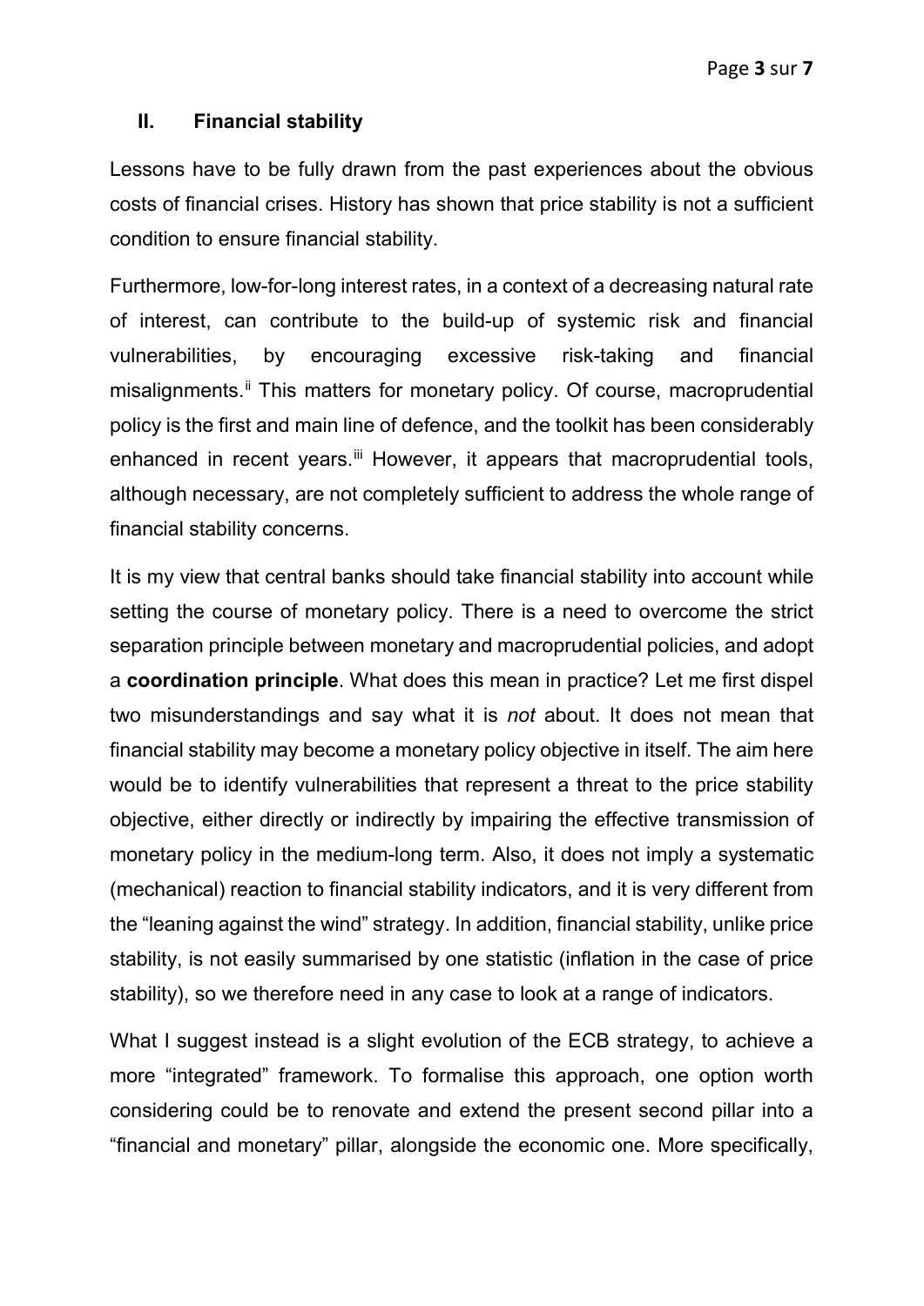## II. Financial stability

Lessons have to be fully drawn from the past experiences about the obvious costs of financial crises. History has shown that price stability is not a sufficient condition to ensure financial stability.

Furthermore, low-for-long interest rates, in a context of a decreasing natural rate of interest, can contribute to the build-up of systemic risk and financial vulnerabilities, by encouraging excessive risk-taking and financial misalignments.[ii] This matters for monetary policy. Of course, macroprudential policy is the first and main line of defence, and the toolkit has been considerably enhanced in recent years.[iii] However, it appears that macroprudential tools, although necessary, are not completely sufficient to address the whole range of financial stability concerns.

It is my view that central banks should take financial stability into account while setting the course of monetary policy. There is a need to overcome the strict separation principle between monetary and macroprudential policies, and adopt a **coordination principle**. What does this mean in practice? Let me first dispel two misunderstandings and say what it is *not* about. It does not mean that financial stability may become a monetary policy objective in itself. The aim here would be to identify vulnerabilities that represent a threat to the price stability objective, either directly or indirectly by impairing the effective transmission of monetary policy in the medium-long term. Also, it does not imply a systematic (mechanical) reaction to financial stability indicators, and it is very different from the "leaning against the wind" strategy. In addition, financial stability, unlike price stability, is not easily summarised by one statistic (inflation in the case of price stability), so we therefore need in any case to look at a range of indicators.

What I suggest instead is a slight evolution of the ECB strategy, to achieve a more "integrated" framework. To formalise this approach, one option worth considering could be to renovate and extend the present second pillar into a "financial and monetary" pillar, alongside the economic one. More specifically,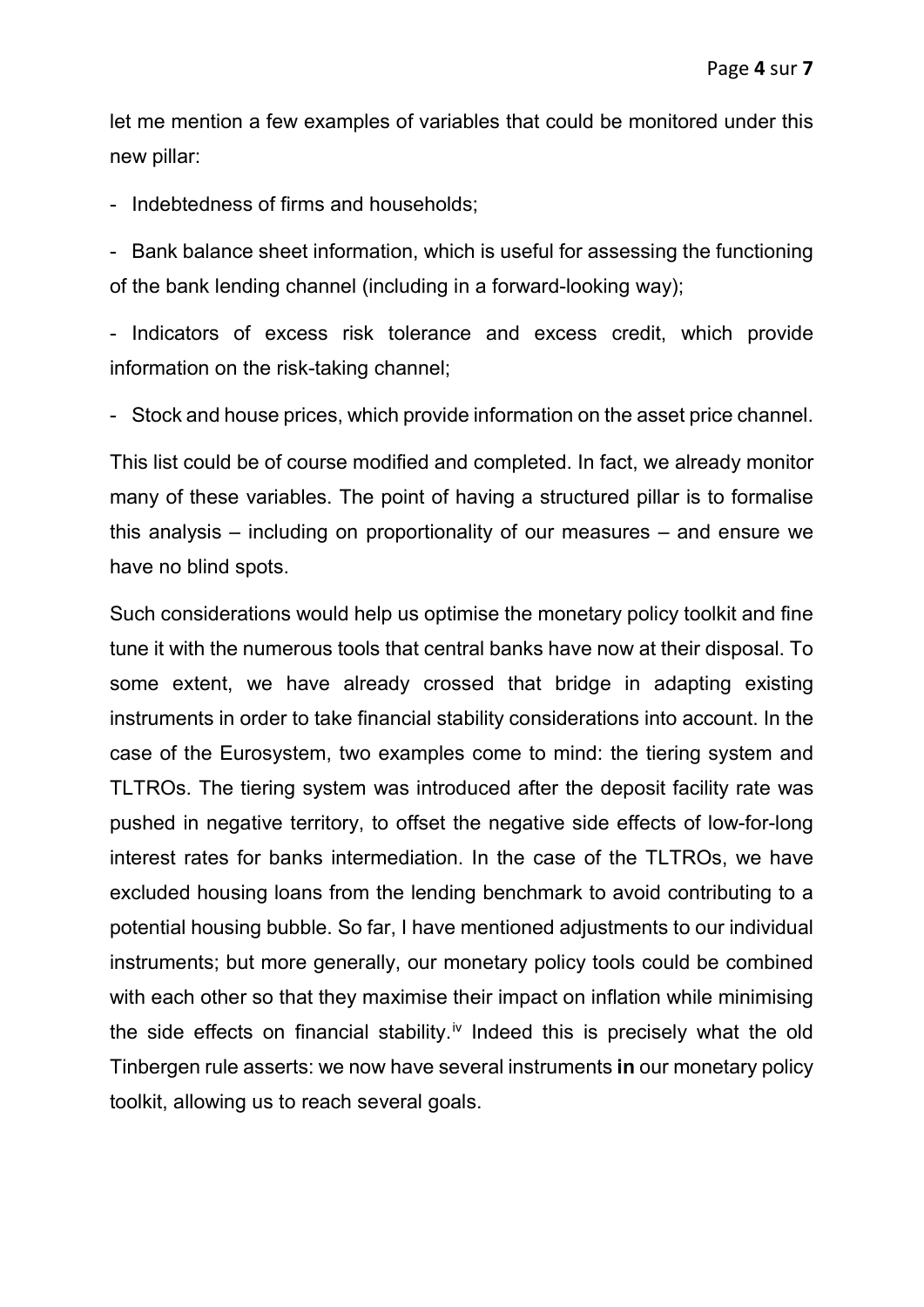let me mention a few examples of variables that could be monitored under this new pillar:

- Indebtedness of firms and households;
- Bank balance sheet information, which is useful for assessing the functioning of the bank lending channel (including in a forward-looking way);
- Indicators of excess risk tolerance and excess credit, which provide information on the risk-taking channel;
- Stock and house prices, which provide information on the asset price channel.

This list could be of course modified and completed. In fact, we already monitor many of these variables. The point of having a structured pillar is to formalise this analysis – including on proportionality of our measures – and ensure we have no blind spots.

Such considerations would help us optimise the monetary policy toolkit and fine tune it with the numerous tools that central banks have now at their disposal. To some extent, we have already crossed that bridge in adapting existing instruments in order to take financial stability considerations into account. In the case of the Eurosystem, two examples come to mind: the tiering system and TLTROs. The tiering system was introduced after the deposit facility rate was pushed in negative territory, to offset the negative side effects of low-for-long interest rates for banks intermediation. In the case of the TLTROs, we have excluded housing loans from the lending benchmark to avoid contributing to a potential housing bubble. So far, I have mentioned adjustments to our individual instruments; but more generally, our monetary policy tools could be combined with each other so that they maximise their impact on inflation while minimising the side effects on financial stability.[iv] Indeed this is precisely what the old Tinbergen rule asserts: we now have several instruments **in** our monetary policy toolkit, allowing us to reach several goals.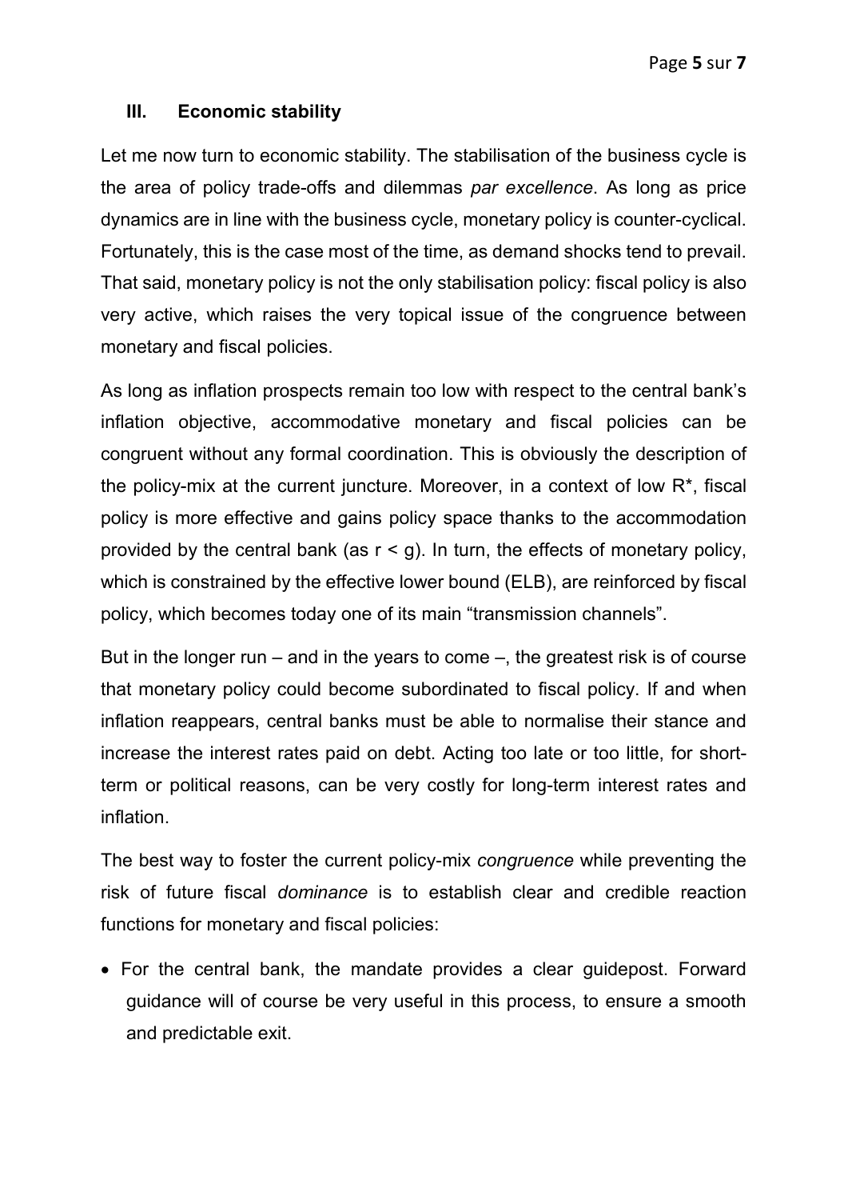## III. Economic stability

Let me now turn to economic stability. The stabilisation of the business cycle is the area of policy trade-offs and dilemmas *par excellence*. As long as price dynamics are in line with the business cycle, monetary policy is counter-cyclical. Fortunately, this is the case most of the time, as demand shocks tend to prevail. That said, monetary policy is not the only stabilisation policy: fiscal policy is also very active, which raises the very topical issue of the congruence between monetary and fiscal policies.

As long as inflation prospects remain too low with respect to the central bank's inflation objective, accommodative monetary and fiscal policies can be congruent without any formal coordination. This is obviously the description of the policy-mix at the current juncture. Moreover, in a context of low $R^*$, fiscal policy is more effective and gains policy space thanks to the accommodation provided by the central bank (as $r < g$). In turn, the effects of monetary policy, which is constrained by the effective lower bound (ELB), are reinforced by fiscal policy, which becomes today one of its main "transmission channels".

But in the longer run – and in the years to come –, the greatest risk is of course that monetary policy could become subordinated to fiscal policy. If and when inflation reappears, central banks must be able to normalise their stance and increase the interest rates paid on debt. Acting too late or too little, for short-term or political reasons, can be very costly for long-term interest rates and inflation.

The best way to foster the current policy-mix *congruence* while preventing the risk of future fiscal *dominance* is to establish clear and credible reaction functions for monetary and fiscal policies:

- For the central bank, the mandate provides a clear guidepost. Forward guidance will of course be very useful in this process, to ensure a smooth and predictable exit.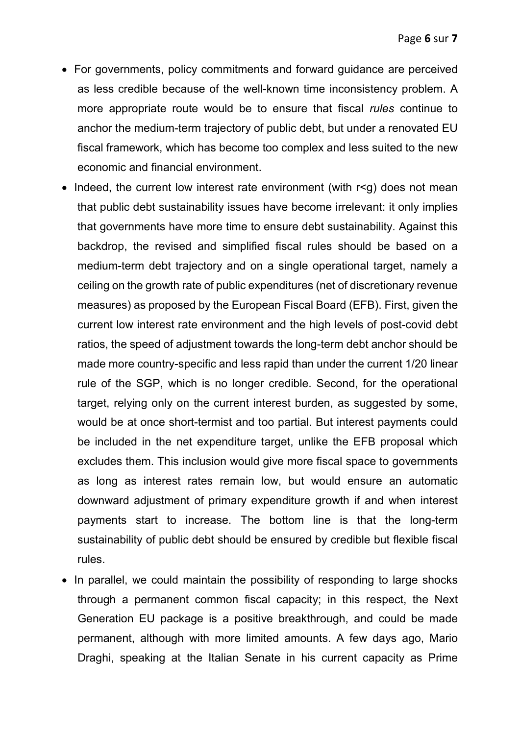- For governments, policy commitments and forward guidance are perceived as less credible because of the well-known time inconsistency problem. A more appropriate route would be to ensure that fiscal *rules* continue to anchor the medium-term trajectory of public debt, but under a renovated EU fiscal framework, which has become too complex and less suited to the new economic and financial environment.
- Indeed, the current low interest rate environment (with $r<g$) does not mean that public debt sustainability issues have become irrelevant: it only implies that governments have more time to ensure debt sustainability. Against this backdrop, the revised and simplified fiscal rules should be based on a medium-term debt trajectory and on a single operational target, namely a ceiling on the growth rate of public expenditures (net of discretionary revenue measures) as proposed by the European Fiscal Board (EFB). First, given the current low interest rate environment and the high levels of post-covid debt ratios, the speed of adjustment towards the long-term debt anchor should be made more country-specific and less rapid than under the current 1/20 linear rule of the SGP, which is no longer credible. Second, for the operational target, relying only on the current interest burden, as suggested by some, would be at once short-termist and too partial. But interest payments could be included in the net expenditure target, unlike the EFB proposal which excludes them. This inclusion would give more fiscal space to governments as long as interest rates remain low, but would ensure an automatic downward adjustment of primary expenditure growth if and when interest payments start to increase. The bottom line is that the long-term sustainability of public debt should be ensured by credible but flexible fiscal rules.
- In parallel, we could maintain the possibility of responding to large shocks through a permanent common fiscal capacity; in this respect, the Next Generation EU package is a positive breakthrough, and could be made permanent, although with more limited amounts. A few days ago, Mario Draghi, speaking at the Italian Senate in his current capacity as Prime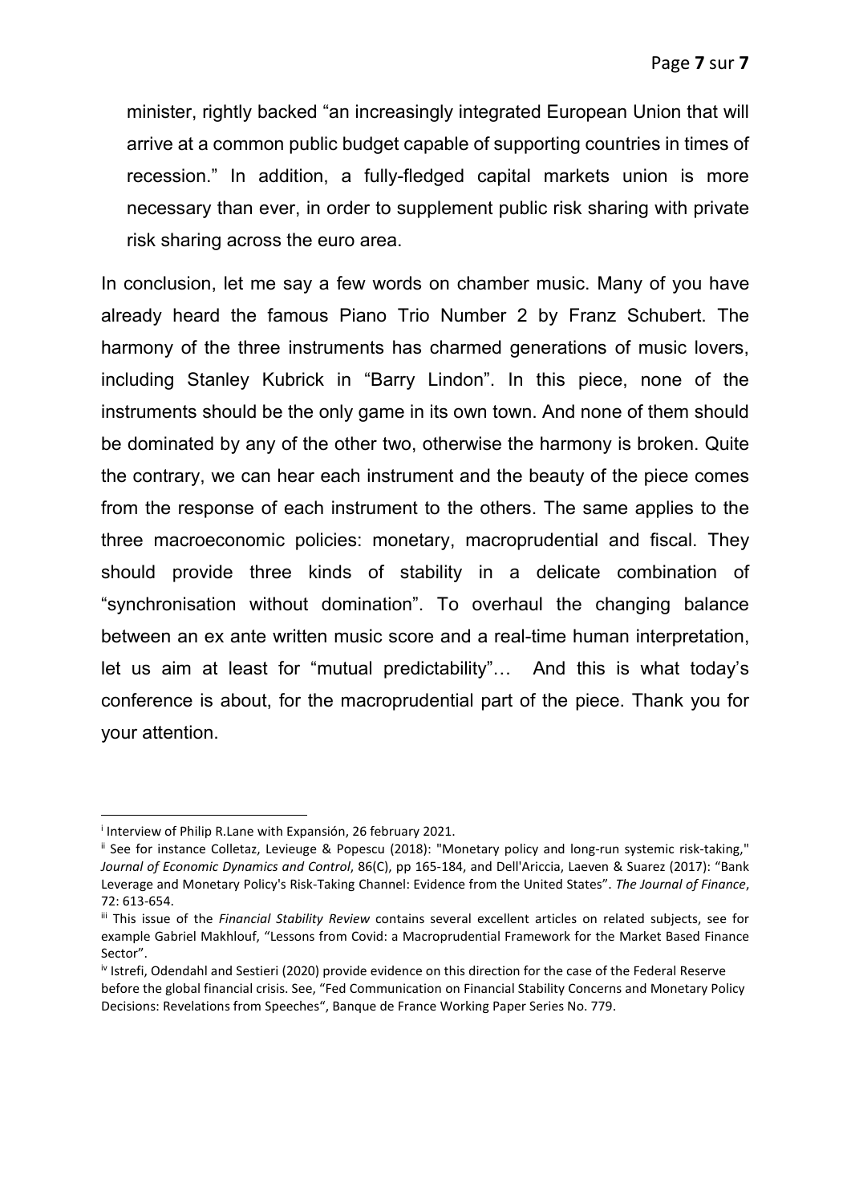minister, rightly backed "an increasingly integrated European Union that will arrive at a common public budget capable of supporting countries in times of recession." In addition, a fully-fledged capital markets union is more necessary than ever, in order to supplement public risk sharing with private risk sharing across the euro area.

In conclusion, let me say a few words on chamber music. Many of you have already heard the famous Piano Trio Number 2 by Franz Schubert. The harmony of the three instruments has charmed generations of music lovers, including Stanley Kubrick in "Barry Lindon". In this piece, none of the instruments should be the only game in its own town. And none of them should be dominated by any of the other two, otherwise the harmony is broken. Quite the contrary, we can hear each instrument and the beauty of the piece comes from the response of each instrument to the others. The same applies to the three macroeconomic policies: monetary, macroprudential and fiscal. They should provide three kinds of stability in a delicate combination of "synchronisation without domination". To overhaul the changing balance between an ex ante written music score and a real-time human interpretation, let us aim at least for "mutual predictability"… And this is what today's conference is about, for the macroprudential part of the piece. Thank you for your attention.

---

[i] Interview of Philip R.Lane with Expansión, 26 february 2021.

[ii] See for instance Colletaz, Levieuge & Popescu (2018): "Monetary policy and long-run systemic risk-taking," *Journal of Economic Dynamics and Control*, 86(C), pp 165-184, and Dell'Ariccia, Laeven & Suarez (2017): "Bank Leverage and Monetary Policy's Risk-Taking Channel: Evidence from the United States". *The Journal of Finance*, 72: 613-654.

[iii] This issue of the *Financial Stability Review* contains several excellent articles on related subjects, see for example Gabriel Makhlouf, "Lessons from Covid: a Macroprudential Framework for the Market Based Finance Sector".

[iv] Istrefi, Odendahl and Sestieri (2020) provide evidence on this direction for the case of the Federal Reserve before the global financial crisis. See, "Fed Communication on Financial Stability Concerns and Monetary Policy Decisions: Revelations from Speeches", Banque de France Working Paper Series No. 779.